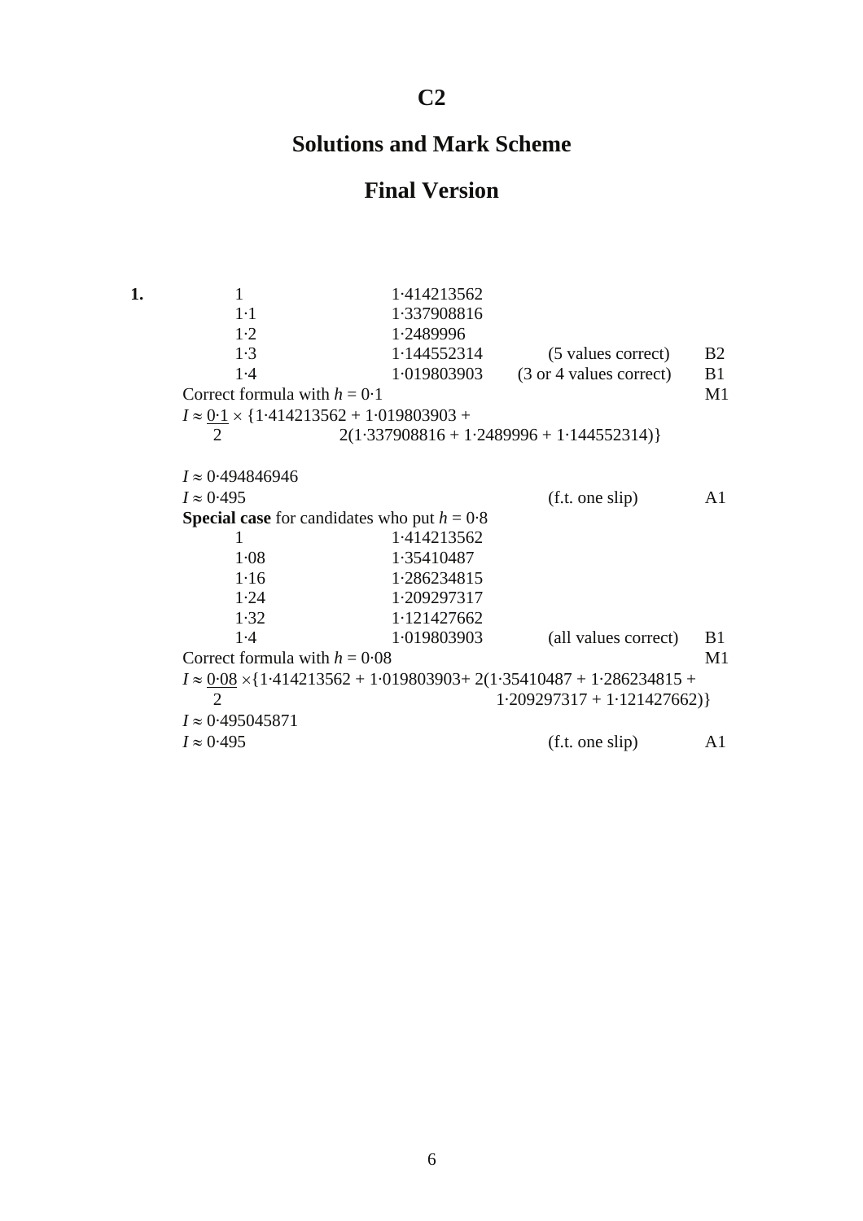# C2

## Solutions and Mark Scheme

## Final Version

**1.**

| | | | |
|---|---|---|---|
| 1 | 1·414213562 | | |
| 1·1 | 1·337908816 | | |
| 1·2 | 1·2489996 | | |
| 1·3 | 1·144552314 | (5 values correct) | B2 |
| 1·4 | 1·019803903 | (3 or 4 values correct) | B1 |

Correct formula with $h = 0{\cdot}1$ — M1

$$I \approx \frac{0{\cdot}1}{2} \times \{1{\cdot}414213562 + 1{\cdot}019803903 + 2(1{\cdot}337908816 + 1{\cdot}2489996 + 1{\cdot}144552314)\}$$

$I \approx 0{\cdot}494846946$

$I \approx 0{\cdot}495$ (f.t. one slip) — A1

**Special case** for candidates who put $h = 0{\cdot}8$

| | | | |
|---|---|---|---|
| 1 | 1·414213562 | | |
| 1·08 | 1·35410487 | | |
| 1·16 | 1·286234815 | | |
| 1·24 | 1·209297317 | | |
| 1·32 | 1·121427662 | | |
| 1·4 | 1·019803903 | (all values correct) | B1 |

Correct formula with $h = 0{\cdot}08$ — M1

$$I \approx \frac{0{\cdot}08}{2} \times \{1{\cdot}414213562 + 1{\cdot}019803903 + 2(1{\cdot}35410487 + 1{\cdot}286234815 + 1{\cdot}209297317 + 1{\cdot}121427662)\}$$

$I \approx 0{\cdot}495045871$

$I \approx 0{\cdot}495$ (f.t. one slip) — A1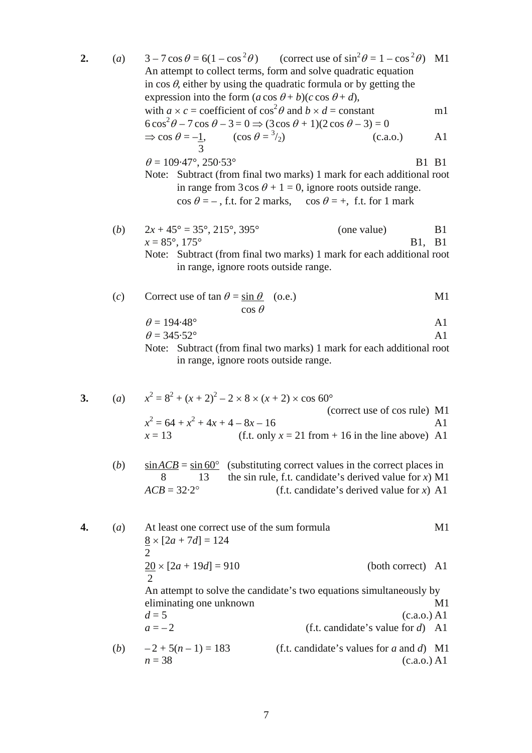**2.** (*a*) $3 - 7\cos\theta = 6(1 - \cos^2\theta)$ (correct use of $\sin^2\theta = 1 - \cos^2\theta$) M1

An attempt to collect terms, form and solve quadratic equation in $\cos\theta$, either by using the quadratic formula or by getting the expression into the form $(a\cos\theta + b)(c\cos\theta + d)$, with $a \times c$ = coefficient of $\cos^2\theta$ and $b \times d$ = constant m1

$6\cos^2\theta - 7\cos\theta - 3 = 0 \Rightarrow (3\cos\theta + 1)(2\cos\theta - 3) = 0$

$\Rightarrow \cos\theta = -\frac{1}{3}$, $\left(\cos\theta = \frac{3}{2}\right)$ (c.a.o.) A1

$\theta = 109{\cdot}47°, 250{\cdot}53°$ B1 B1

Note: Subtract (from final two marks) 1 mark for each additional root in range from $3\cos\theta + 1 = 0$, ignore roots outside range. $\cos\theta = -$, f.t. for 2 marks, $\cos\theta = +$, f.t. for 1 mark

(*b*) $2x + 45° = 35°, 215°, 395°$ (one value) B1

$x = 85°, 175°$ B1, B1

Note: Subtract (from final two marks) 1 mark for each additional root in range, ignore roots outside range.

(*c*) Correct use of $\tan\theta = \dfrac{\sin\theta}{\cos\theta}$ (o.e.) M1

$\theta = 194{\cdot}48°$ A1

$\theta = 345{\cdot}52°$ A1

Note: Subtract (from final two marks) 1 mark for each additional root in range, ignore roots outside range.

**3.** (*a*) $x^2 = 8^2 + (x + 2)^2 - 2 \times 8 \times (x + 2) \times \cos 60°$

(correct use of cos rule) M1

$x^2 = 64 + x^2 + 4x + 4 - 8x - 16$ A1

$x = 13$ (f.t. only $x = 21$ from $+ 16$ in the line above) A1

(*b*) $\dfrac{\sin ACB}{8} = \dfrac{\sin 60°}{13}$ (substituting correct values in the correct places in the sin rule, f.t. candidate's derived value for $x$) M1

$ACB = 32{\cdot}2°$ (f.t. candidate's derived value for $x$) A1

**4.** (*a*) At least one correct use of the sum formula M1

$\dfrac{8}{2} \times [2a + 7d] = 124$

$\dfrac{20}{2} \times [2a + 19d] = 910$ (both correct) A1

An attempt to solve the candidate's two equations simultaneously by eliminating one unknown M1

$d = 5$ (c.a.o.) A1

$a = -2$ (f.t. candidate's value for $d$) A1

(*b*) $-2 + 5(n - 1) = 183$ (f.t. candidate's values for $a$ and $d$) M1

$n = 38$ (c.a.o.) A1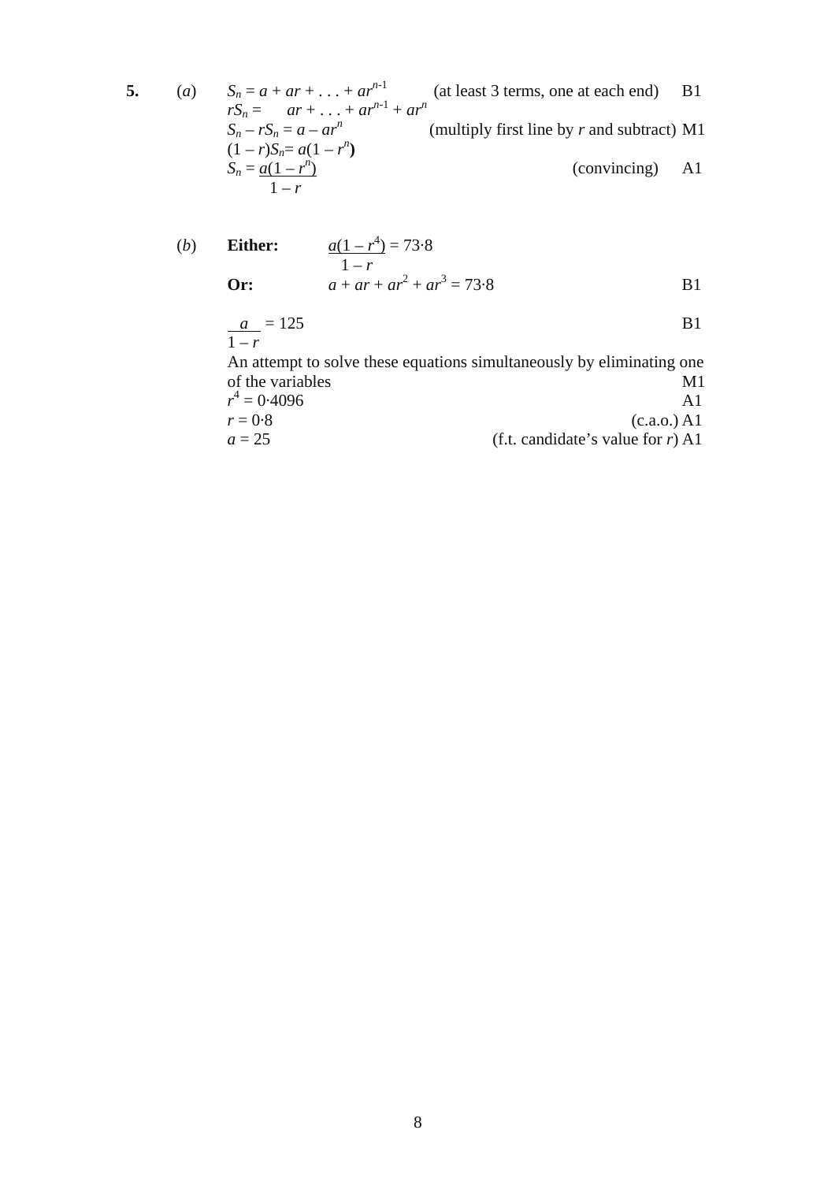**5.** (*a*)

$S_n = a + ar + \ldots + ar^{n-1}$ (at least 3 terms, one at each end) B1

$rS_n = \quad ar + \ldots + ar^{n-1} + ar^n$

$S_n - rS_n = a - ar^n$ (multiply first line by $r$ and subtract) M1

$(1 - r)S_n = a(1 - r^n)$

$S_n = \dfrac{a(1 - r^n)}{1 - r}$ (convincing) A1

(*b*)

**Either:** $\dfrac{a(1 - r^4)}{1 - r} = 73{\cdot}8$

**Or:** $a + ar + ar^2 + ar^3 = 73{\cdot}8$ B1

$\dfrac{a}{1 - r} = 125$ B1

An attempt to solve these equations simultaneously by eliminating one of the variables M1

$r^4 = 0{\cdot}4096$ A1

$r = 0{\cdot}8$ (c.a.o.) A1

$a = 25$ (f.t. candidate's value for $r$) A1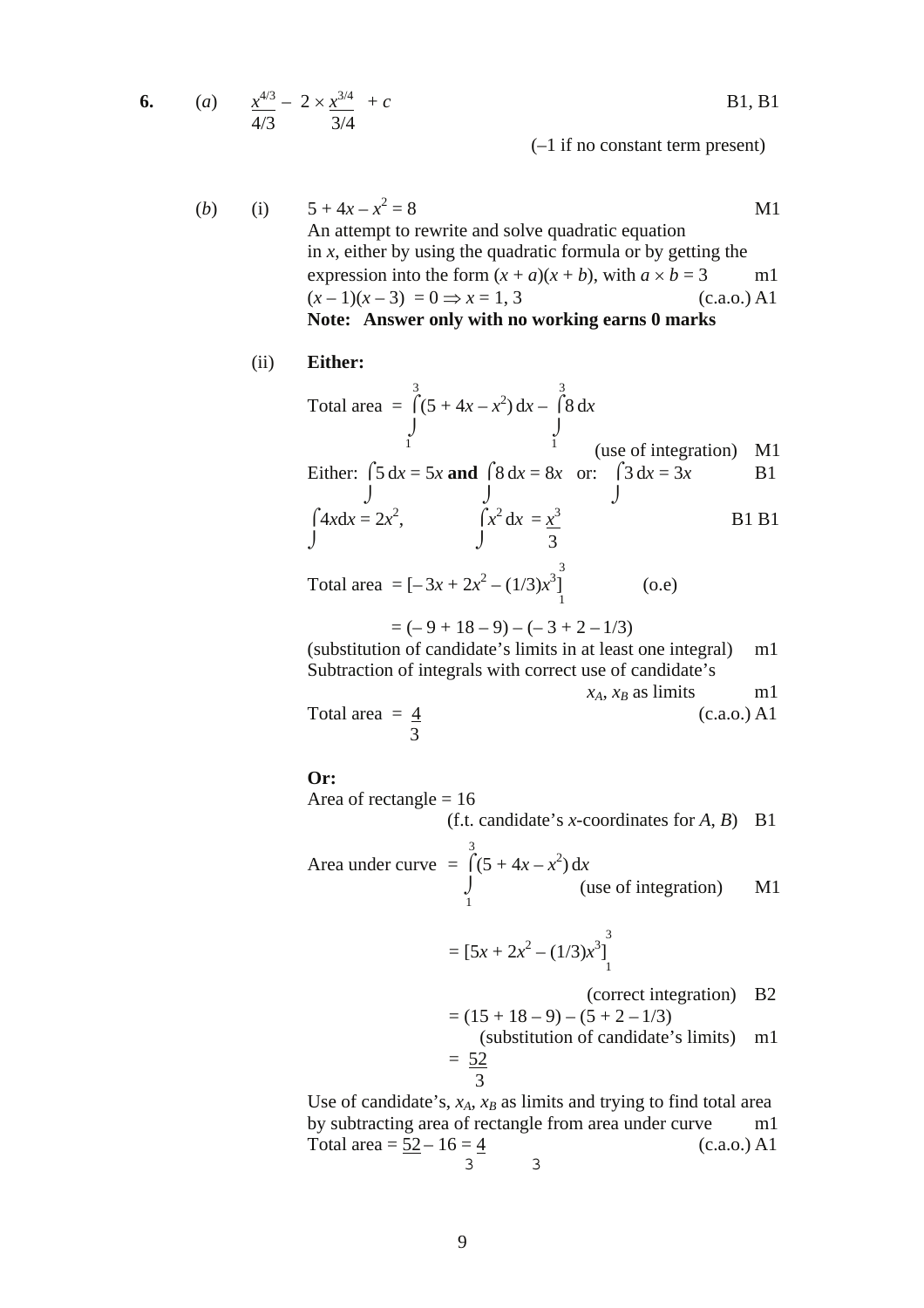**6.** (*a*) $\dfrac{x^{4/3}}{4/3} - 2 \times \dfrac{x^{3/4}}{3/4} + c$ B1, B1

(–1 if no constant term present)

(*b*) (i) $5 + 4x - x^2 = 8$ M1

An attempt to rewrite and solve quadratic equation in $x$, either by using the quadratic formula or by getting the expression into the form $(x + a)(x + b)$, with $a \times b = 3$ m1

$(x - 1)(x - 3) = 0 \Rightarrow x = 1, 3$ (c.a.o.) A1

**Note: Answer only with no working earns 0 marks**

(ii) **Either:**

Total area $= \displaystyle\int_1^3 (5 + 4x - x^2)\,dx - \int_1^3 8\,dx$

(use of integration) M1

Either: $\int 5\,dx = 5x$ **and** $\int 8\,dx = 8x$ or: $\int 3\,dx = 3x$ B1

$\int 4x\,dx = 2x^2$, $\int x^2\,dx = \dfrac{x^3}{3}$ B1 B1

Total area $= [-3x + 2x^2 - (1/3)x^3]_1^3$ (o.e)

$= (-9 + 18 - 9) - (-3 + 2 - 1/3)$

(substitution of candidate's limits in at least one integral) m1

Subtraction of integrals with correct use of candidate's $x_A$, $x_B$ as limits m1

Total area $= \dfrac{4}{3}$ (c.a.o.) A1

**Or:**

Area of rectangle = 16

(f.t. candidate's $x$-coordinates for $A$, $B$) B1

Area under curve $= \displaystyle\int_1^3 (5 + 4x - x^2)\,dx$ (use of integration) M1

$= [5x + 2x^2 - (1/3)x^3]_1^3$

(correct integration) B2

$= (15 + 18 - 9) - (5 + 2 - 1/3)$

(substitution of candidate's limits) m1

$= \dfrac{52}{3}$

Use of candidate's, $x_A$, $x_B$ as limits and trying to find total area by subtracting area of rectangle from area under curve m1

Total area $= \dfrac{52}{3} - 16 = \dfrac{4}{3}$ (c.a.o.) A1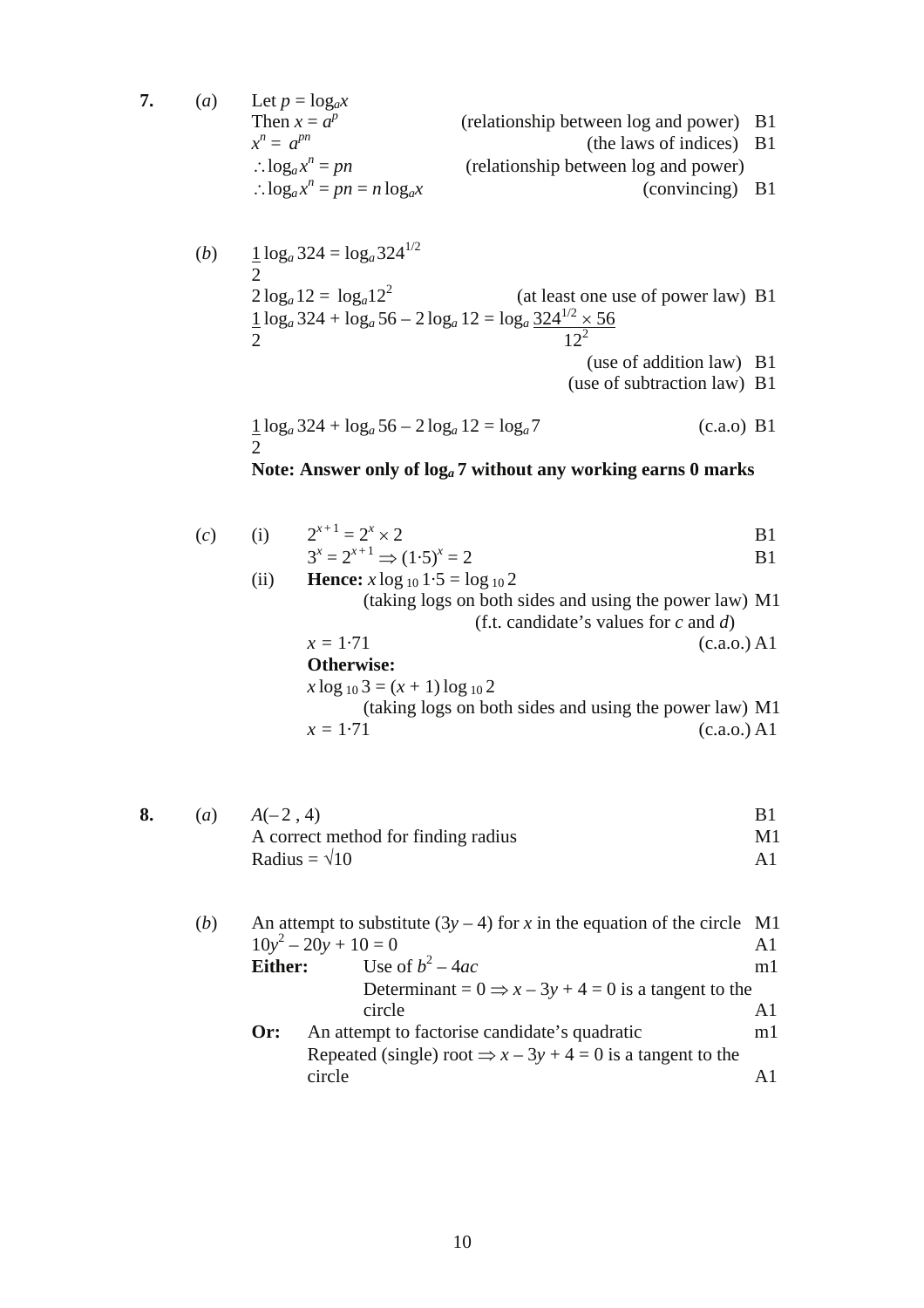**7.** (*a*) Let $p = \log_a x$

Then $x = a^p$ (relationship between log and power) B1

$x^n = a^{pn}$ (the laws of indices) B1

$\therefore \log_a x^n = pn$ (relationship between log and power)

$\therefore \log_a x^n = pn = n \log_a x$ (convincing) B1

(*b*) $\frac{1}{2}\log_a 324 = \log_a 324^{1/2}$

$2\log_a 12 = \log_a 12^2$ (at least one use of power law) B1

$\frac{1}{2}\log_a 324 + \log_a 56 - 2\log_a 12 = \log_a \frac{324^{1/2} \times 56}{12^2}$

(use of addition law) B1

(use of subtraction law) B1

$\frac{1}{2}\log_a 324 + \log_a 56 - 2\log_a 12 = \log_a 7$ (c.a.o) B1

**Note: Answer only of $\log_a 7$ without any working earns 0 marks**

(*c*) (i) $2^{x+1} = 2^x \times 2$ B1

$3^x = 2^{x+1} \Rightarrow (1{\cdot}5)^x = 2$ B1

(ii) **Hence:** $x \log_{10} 1{\cdot}5 = \log_{10} 2$

(taking logs on both sides and using the power law) M1

(f.t. candidate's values for *c* and *d*)

$x = 1{\cdot}71$ (c.a.o.) A1

**Otherwise:**

$x \log_{10} 3 = (x + 1) \log_{10} 2$

(taking logs on both sides and using the power law) M1

$x = 1{\cdot}71$ (c.a.o.) A1

**8.** (*a*) $A(-2, 4)$ B1

A correct method for finding radius M1

Radius = $\sqrt{10}$ A1

(*b*) An attempt to substitute $(3y - 4)$ for $x$ in the equation of the circle M1

$10y^2 - 20y + 10 = 0$ A1

**Either:** Use of $b^2 - 4ac$ m1

Determinant = $0 \Rightarrow x - 3y + 4 = 0$ is a tangent to the circle A1

**Or:** An attempt to factorise candidate's quadratic m1

Repeated (single) root $\Rightarrow x - 3y + 4 = 0$ is a tangent to the circle A1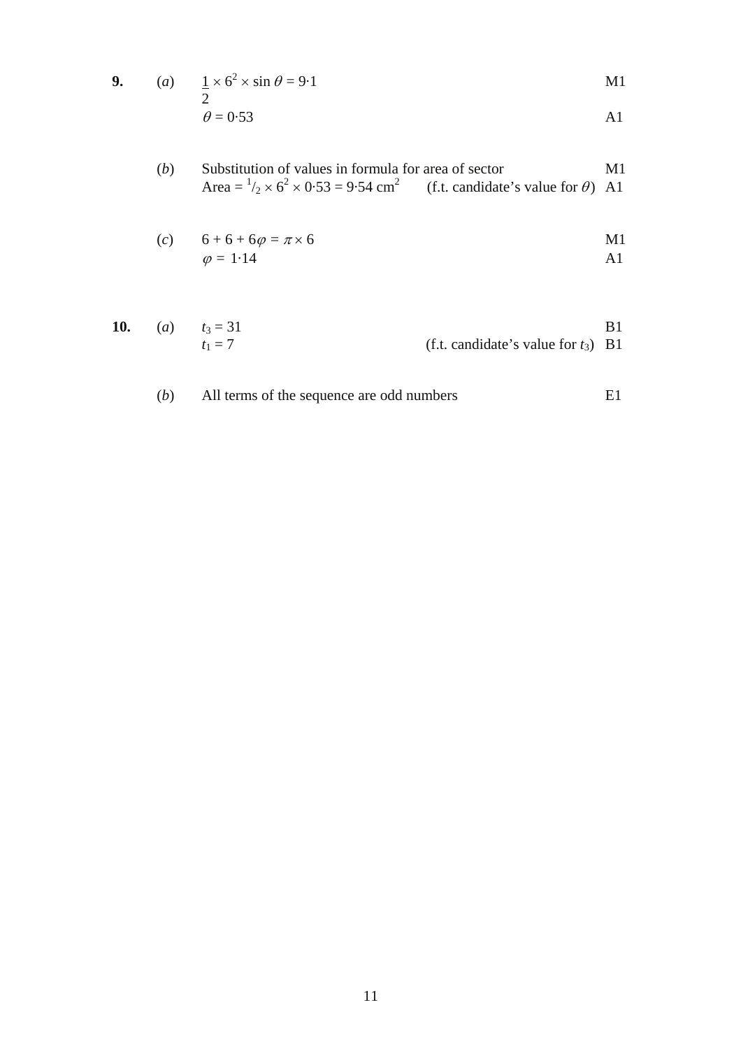**9.** (*a*) $\frac{1}{2} \times 6^2 \times \sin\theta = 9{\cdot}1$ M1

$\theta = 0{\cdot}53$ A1

(*b*) Substitution of values in formula for area of sector M1

Area = $^1/_2 \times 6^2 \times 0{\cdot}53 = 9{\cdot}54$ cm$^2$ (f.t. candidate's value for $\theta$) A1

(*c*) $6 + 6 + 6\varphi = \pi \times 6$ M1

$\varphi = 1{\cdot}14$ A1

**10.** (*a*) $t_3 = 31$ B1

$t_1 = 7$ (f.t. candidate's value for $t_3$) B1

(*b*) All terms of the sequence are odd numbers E1